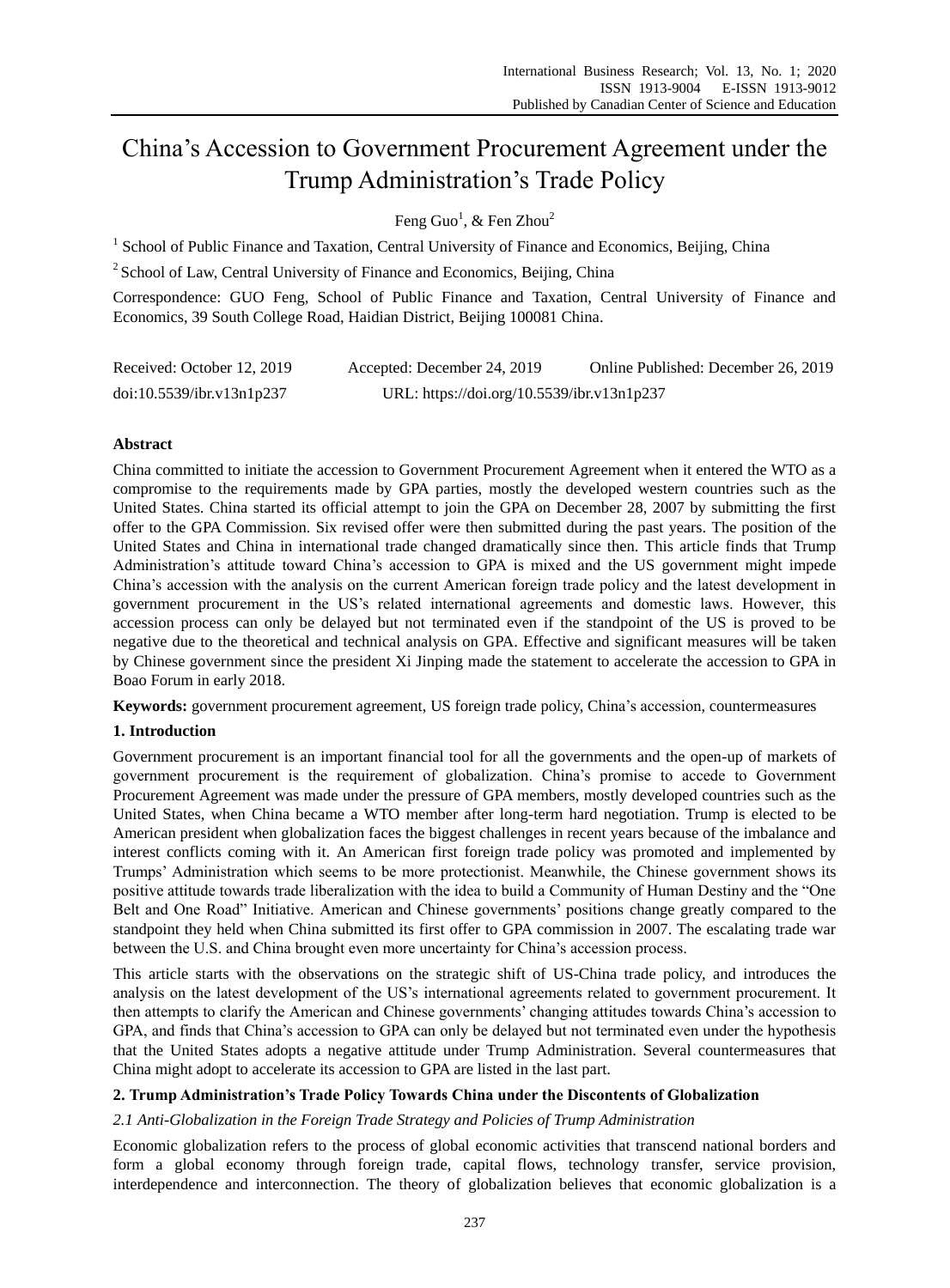# China's Accession to Government Procurement Agreement under the Trump Administration's Trade Policy

Feng Guo[1], & Fen Zhou[2]

[1] School of Public Finance and Taxation, Central University of Finance and Economics, Beijing, China

[2] School of Law, Central University of Finance and Economics, Beijing, China

Correspondence: GUO Feng, School of Public Finance and Taxation, Central University of Finance and Economics, 39 South College Road, Haidian District, Beijing 100081 China.

Received: October 12, 2019 Accepted: December 24, 2019 Online Published: December 26, 2019

doi:10.5539/ibr.v13n1p237 URL: https://doi.org/10.5539/ibr.v13n1p237

## Abstract

China committed to initiate the accession to Government Procurement Agreement when it entered the WTO as a compromise to the requirements made by GPA parties, mostly the developed western countries such as the United States. China started its official attempt to join the GPA on December 28, 2007 by submitting the first offer to the GPA Commission. Six revised offer were then submitted during the past years. The position of the United States and China in international trade changed dramatically since then. This article finds that Trump Administration's attitude toward China's accession to GPA is mixed and the US government might impede China's accession with the analysis on the current American foreign trade policy and the latest development in government procurement in the US's related international agreements and domestic laws. However, this accession process can only be delayed but not terminated even if the standpoint of the US is proved to be negative due to the theoretical and technical analysis on GPA. Effective and significant measures will be taken by Chinese government since the president Xi Jinping made the statement to accelerate the accession to GPA in Boao Forum in early 2018.

**Keywords:** government procurement agreement, US foreign trade policy, China's accession, countermeasures

## 1. Introduction

Government procurement is an important financial tool for all the governments and the open-up of markets of government procurement is the requirement of globalization. China's promise to accede to Government Procurement Agreement was made under the pressure of GPA members, mostly developed countries such as the United States, when China became a WTO member after long-term hard negotiation. Trump is elected to be American president when globalization faces the biggest challenges in recent years because of the imbalance and interest conflicts coming with it. An American first foreign trade policy was promoted and implemented by Trumps' Administration which seems to be more protectionist. Meanwhile, the Chinese government shows its positive attitude towards trade liberalization with the idea to build a Community of Human Destiny and the "One Belt and One Road" Initiative. American and Chinese governments' positions change greatly compared to the standpoint they held when China submitted its first offer to GPA commission in 2007. The escalating trade war between the U.S. and China brought even more uncertainty for China's accession process.

This article starts with the observations on the strategic shift of US-China trade policy, and introduces the analysis on the latest development of the US's international agreements related to government procurement. It then attempts to clarify the American and Chinese governments' changing attitudes towards China's accession to GPA, and finds that China's accession to GPA can only be delayed but not terminated even under the hypothesis that the United States adopts a negative attitude under Trump Administration. Several countermeasures that China might adopt to accelerate its accession to GPA are listed in the last part.

## 2. Trump Administration's Trade Policy Towards China under the Discontents of Globalization

### *2.1 Anti-Globalization in the Foreign Trade Strategy and Policies of Trump Administration*

Economic globalization refers to the process of global economic activities that transcend national borders and form a global economy through foreign trade, capital flows, technology transfer, service provision, interdependence and interconnection. The theory of globalization believes that economic globalization is a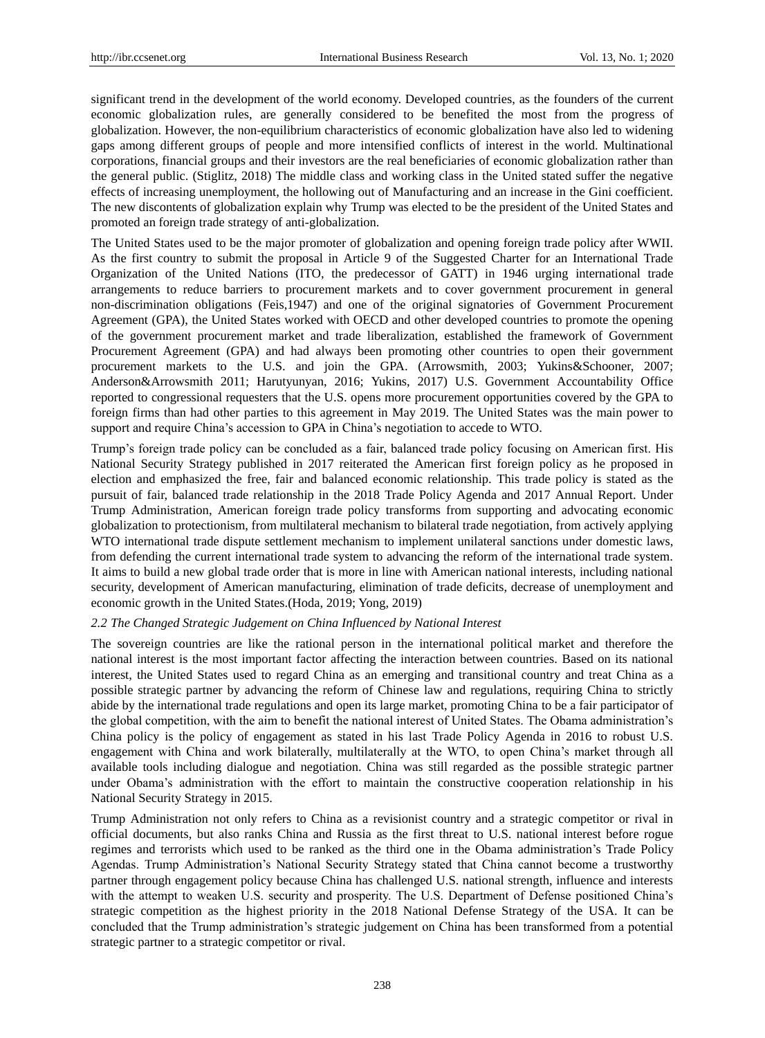significant trend in the development of the world economy. Developed countries, as the founders of the current economic globalization rules, are generally considered to be benefited the most from the progress of globalization. However, the non-equilibrium characteristics of economic globalization have also led to widening gaps among different groups of people and more intensified conflicts of interest in the world. Multinational corporations, financial groups and their investors are the real beneficiaries of economic globalization rather than the general public. (Stiglitz, 2018) The middle class and working class in the United stated suffer the negative effects of increasing unemployment, the hollowing out of Manufacturing and an increase in the Gini coefficient. The new discontents of globalization explain why Trump was elected to be the president of the United States and promoted an foreign trade strategy of anti-globalization.

The United States used to be the major promoter of globalization and opening foreign trade policy after WWII. As the first country to submit the proposal in Article 9 of the Suggested Charter for an International Trade Organization of the United Nations (ITO, the predecessor of GATT) in 1946 urging international trade arrangements to reduce barriers to procurement markets and to cover government procurement in general non-discrimination obligations (Feis,1947) and one of the original signatories of Government Procurement Agreement (GPA), the United States worked with OECD and other developed countries to promote the opening of the government procurement market and trade liberalization, established the framework of Government Procurement Agreement (GPA) and had always been promoting other countries to open their government procurement markets to the U.S. and join the GPA. (Arrowsmith, 2003; Yukins&Schooner, 2007; Anderson&Arrowsmith 2011; Harutyunyan, 2016; Yukins, 2017) U.S. Government Accountability Office reported to congressional requesters that the U.S. opens more procurement opportunities covered by the GPA to foreign firms than had other parties to this agreement in May 2019. The United States was the main power to support and require China's accession to GPA in China's negotiation to accede to WTO.

Trump's foreign trade policy can be concluded as a fair, balanced trade policy focusing on American first. His National Security Strategy published in 2017 reiterated the American first foreign policy as he proposed in election and emphasized the free, fair and balanced economic relationship. This trade policy is stated as the pursuit of fair, balanced trade relationship in the 2018 Trade Policy Agenda and 2017 Annual Report. Under Trump Administration, American foreign trade policy transforms from supporting and advocating economic globalization to protectionism, from multilateral mechanism to bilateral trade negotiation, from actively applying WTO international trade dispute settlement mechanism to implement unilateral sanctions under domestic laws, from defending the current international trade system to advancing the reform of the international trade system. It aims to build a new global trade order that is more in line with American national interests, including national security, development of American manufacturing, elimination of trade deficits, decrease of unemployment and economic growth in the United States.(Hoda, 2019; Yong, 2019)

*2.2 The Changed Strategic Judgement on China Influenced by National Interest*

The sovereign countries are like the rational person in the international political market and therefore the national interest is the most important factor affecting the interaction between countries. Based on its national interest, the United States used to regard China as an emerging and transitional country and treat China as a possible strategic partner by advancing the reform of Chinese law and regulations, requiring China to strictly abide by the international trade regulations and open its large market, promoting China to be a fair participator of the global competition, with the aim to benefit the national interest of United States. The Obama administration's China policy is the policy of engagement as stated in his last Trade Policy Agenda in 2016 to robust U.S. engagement with China and work bilaterally, multilaterally at the WTO, to open China's market through all available tools including dialogue and negotiation. China was still regarded as the possible strategic partner under Obama's administration with the effort to maintain the constructive cooperation relationship in his National Security Strategy in 2015.

Trump Administration not only refers to China as a revisionist country and a strategic competitor or rival in official documents, but also ranks China and Russia as the first threat to U.S. national interest before rogue regimes and terrorists which used to be ranked as the third one in the Obama administration's Trade Policy Agendas. Trump Administration's National Security Strategy stated that China cannot become a trustworthy partner through engagement policy because China has challenged U.S. national strength, influence and interests with the attempt to weaken U.S. security and prosperity. The U.S. Department of Defense positioned China's strategic competition as the highest priority in the 2018 National Defense Strategy of the USA. It can be concluded that the Trump administration's strategic judgement on China has been transformed from a potential strategic partner to a strategic competitor or rival.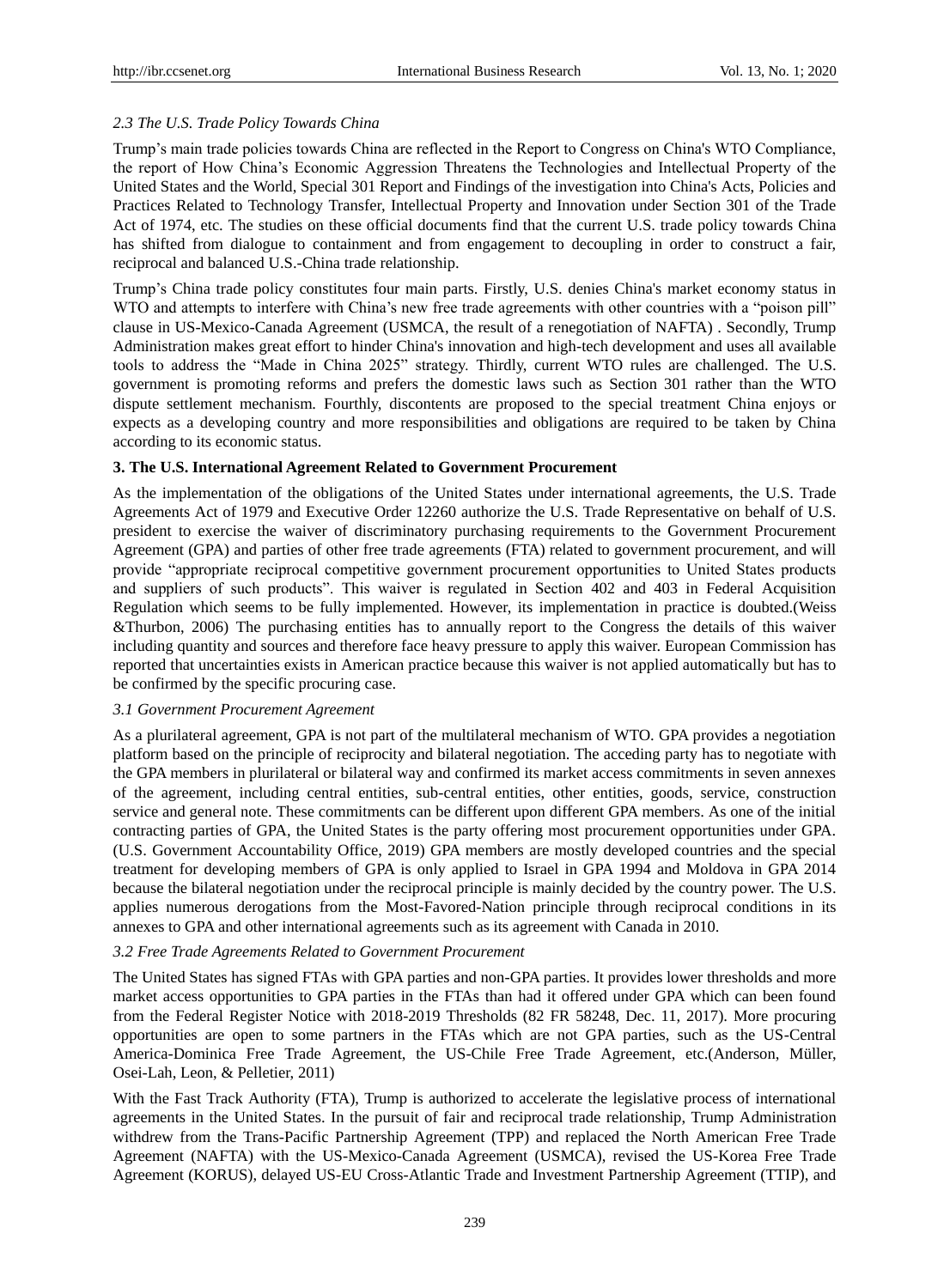*2.3 The U.S. Trade Policy Towards China*

Trump's main trade policies towards China are reflected in the Report to Congress on China's WTO Compliance, the report of How China's Economic Aggression Threatens the Technologies and Intellectual Property of the United States and the World, Special 301 Report and Findings of the investigation into China's Acts, Policies and Practices Related to Technology Transfer, Intellectual Property and Innovation under Section 301 of the Trade Act of 1974, etc. The studies on these official documents find that the current U.S. trade policy towards China has shifted from dialogue to containment and from engagement to decoupling in order to construct a fair, reciprocal and balanced U.S.-China trade relationship.

Trump's China trade policy constitutes four main parts. Firstly, U.S. denies China's market economy status in WTO and attempts to interfere with China's new free trade agreements with other countries with a "poison pill" clause in US-Mexico-Canada Agreement (USMCA, the result of a renegotiation of NAFTA) . Secondly, Trump Administration makes great effort to hinder China's innovation and high-tech development and uses all available tools to address the "Made in China 2025" strategy. Thirdly, current WTO rules are challenged. The U.S. government is promoting reforms and prefers the domestic laws such as Section 301 rather than the WTO dispute settlement mechanism. Fourthly, discontents are proposed to the special treatment China enjoys or expects as a developing country and more responsibilities and obligations are required to be taken by China according to its economic status.

## 3. The U.S. International Agreement Related to Government Procurement

As the implementation of the obligations of the United States under international agreements, the U.S. Trade Agreements Act of 1979 and Executive Order 12260 authorize the U.S. Trade Representative on behalf of U.S. president to exercise the waiver of discriminatory purchasing requirements to the Government Procurement Agreement (GPA) and parties of other free trade agreements (FTA) related to government procurement, and will provide "appropriate reciprocal competitive government procurement opportunities to United States products and suppliers of such products". This waiver is regulated in Section 402 and 403 in Federal Acquisition Regulation which seems to be fully implemented. However, its implementation in practice is doubted.(Weiss &Thurbon, 2006) The purchasing entities has to annually report to the Congress the details of this waiver including quantity and sources and therefore face heavy pressure to apply this waiver. European Commission has reported that uncertainties exists in American practice because this waiver is not applied automatically but has to be confirmed by the specific procuring case.

*3.1 Government Procurement Agreement*

As a plurilateral agreement, GPA is not part of the multilateral mechanism of WTO. GPA provides a negotiation platform based on the principle of reciprocity and bilateral negotiation. The acceding party has to negotiate with the GPA members in plurilateral or bilateral way and confirmed its market access commitments in seven annexes of the agreement, including central entities, sub-central entities, other entities, goods, service, construction service and general note. These commitments can be different upon different GPA members. As one of the initial contracting parties of GPA, the United States is the party offering most procurement opportunities under GPA. (U.S. Government Accountability Office, 2019) GPA members are mostly developed countries and the special treatment for developing members of GPA is only applied to Israel in GPA 1994 and Moldova in GPA 2014 because the bilateral negotiation under the reciprocal principle is mainly decided by the country power. The U.S. applies numerous derogations from the Most-Favored-Nation principle through reciprocal conditions in its annexes to GPA and other international agreements such as its agreement with Canada in 2010.

*3.2 Free Trade Agreements Related to Government Procurement*

The United States has signed FTAs with GPA parties and non-GPA parties. It provides lower thresholds and more market access opportunities to GPA parties in the FTAs than had it offered under GPA which can been found from the Federal Register Notice with 2018-2019 Thresholds (82 FR 58248, Dec. 11, 2017). More procuring opportunities are open to some partners in the FTAs which are not GPA parties, such as the US-Central America-Dominica Free Trade Agreement, the US-Chile Free Trade Agreement, etc.(Anderson, Müller, Osei-Lah, Leon, & Pelletier, 2011)

With the Fast Track Authority (FTA), Trump is authorized to accelerate the legislative process of international agreements in the United States. In the pursuit of fair and reciprocal trade relationship, Trump Administration withdrew from the Trans-Pacific Partnership Agreement (TPP) and replaced the North American Free Trade Agreement (NAFTA) with the US-Mexico-Canada Agreement (USMCA), revised the US-Korea Free Trade Agreement (KORUS), delayed US-EU Cross-Atlantic Trade and Investment Partnership Agreement (TTIP), and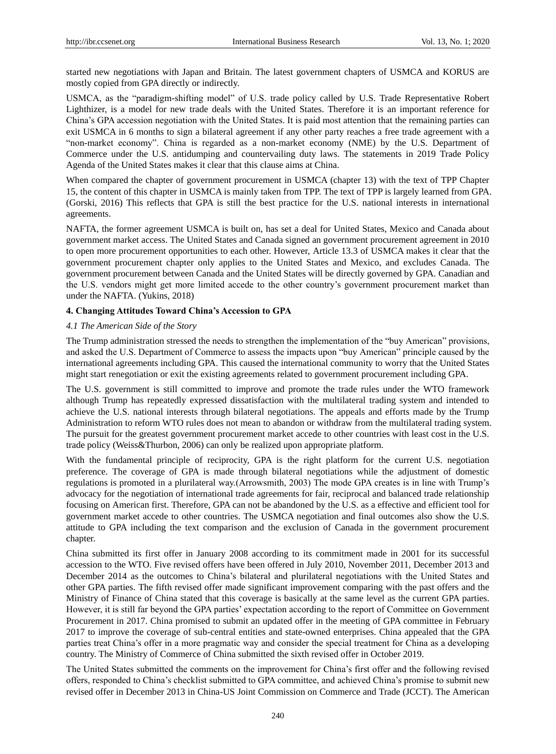started new negotiations with Japan and Britain. The latest government chapters of USMCA and KORUS are mostly copied from GPA directly or indirectly.

USMCA, as the "paradigm-shifting model" of U.S. trade policy called by U.S. Trade Representative Robert Lighthizer, is a model for new trade deals with the United States. Therefore it is an important reference for China's GPA accession negotiation with the United States. It is paid most attention that the remaining parties can exit USMCA in 6 months to sign a bilateral agreement if any other party reaches a free trade agreement with a "non-market economy". China is regarded as a non-market economy (NME) by the U.S. Department of Commerce under the U.S. antidumping and countervailing duty laws. The statements in 2019 Trade Policy Agenda of the United States makes it clear that this clause aims at China.

When compared the chapter of government procurement in USMCA (chapter 13) with the text of TPP Chapter 15, the content of this chapter in USMCA is mainly taken from TPP. The text of TPP is largely learned from GPA. (Gorski, 2016) This reflects that GPA is still the best practice for the U.S. national interests in international agreements.

NAFTA, the former agreement USMCA is built on, has set a deal for United States, Mexico and Canada about government market access. The United States and Canada signed an government procurement agreement in 2010 to open more procurement opportunities to each other. However, Article 13.3 of USMCA makes it clear that the government procurement chapter only applies to the United States and Mexico, and excludes Canada. The government procurement between Canada and the United States will be directly governed by GPA. Canadian and the U.S. vendors might get more limited accede to the other country's government procurement market than under the NAFTA. (Yukins, 2018)

## 4. Changing Attitudes Toward China's Accession to GPA

### *4.1 The American Side of the Story*

The Trump administration stressed the needs to strengthen the implementation of the "buy American" provisions, and asked the U.S. Department of Commerce to assess the impacts upon "buy American" principle caused by the international agreements including GPA. This caused the international community to worry that the United States might start renegotiation or exit the existing agreements related to government procurement including GPA.

The U.S. government is still committed to improve and promote the trade rules under the WTO framework although Trump has repeatedly expressed dissatisfaction with the multilateral trading system and intended to achieve the U.S. national interests through bilateral negotiations. The appeals and efforts made by the Trump Administration to reform WTO rules does not mean to abandon or withdraw from the multilateral trading system. The pursuit for the greatest government procurement market accede to other countries with least cost in the U.S. trade policy (Weiss&Thurbon, 2006) can only be realized upon appropriate platform.

With the fundamental principle of reciprocity, GPA is the right platform for the current U.S. negotiation preference. The coverage of GPA is made through bilateral negotiations while the adjustment of domestic regulations is promoted in a plurilateral way.(Arrowsmith, 2003) The mode GPA creates is in line with Trump's advocacy for the negotiation of international trade agreements for fair, reciprocal and balanced trade relationship focusing on American first. Therefore, GPA can not be abandoned by the U.S. as a effective and efficient tool for government market accede to other countries. The USMCA negotiation and final outcomes also show the U.S. attitude to GPA including the text comparison and the exclusion of Canada in the government procurement chapter.

China submitted its first offer in January 2008 according to its commitment made in 2001 for its successful accession to the WTO. Five revised offers have been offered in July 2010, November 2011, December 2013 and December 2014 as the outcomes to China's bilateral and plurilateral negotiations with the United States and other GPA parties. The fifth revised offer made significant improvement comparing with the past offers and the Ministry of Finance of China stated that this coverage is basically at the same level as the current GPA parties. However, it is still far beyond the GPA parties' expectation according to the report of Committee on Government Procurement in 2017. China promised to submit an updated offer in the meeting of GPA committee in February 2017 to improve the coverage of sub-central entities and state-owned enterprises. China appealed that the GPA parties treat China's offer in a more pragmatic way and consider the special treatment for China as a developing country. The Ministry of Commerce of China submitted the sixth revised offer in October 2019.

The United States submitted the comments on the improvement for China's first offer and the following revised offers, responded to China's checklist submitted to GPA committee, and achieved China's promise to submit new revised offer in December 2013 in China-US Joint Commission on Commerce and Trade (JCCT). The American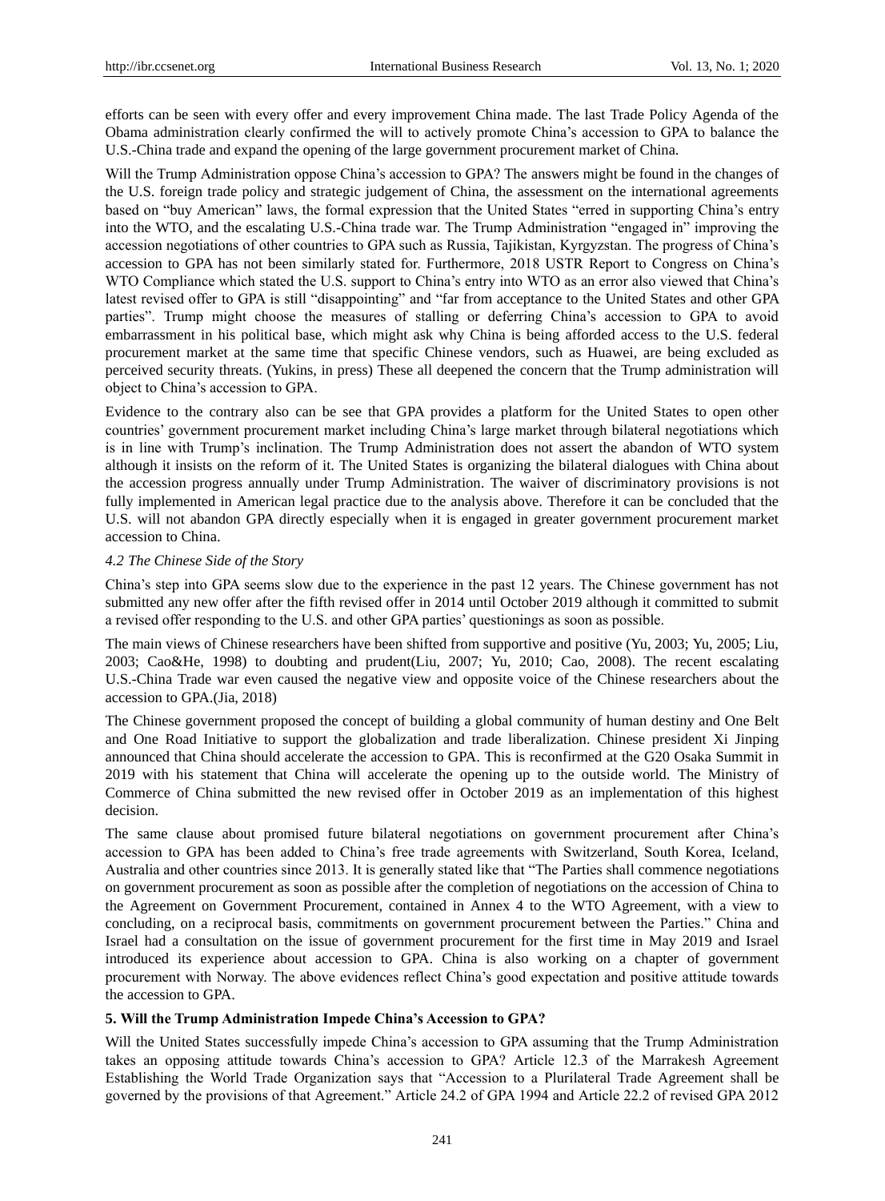efforts can be seen with every offer and every improvement China made. The last Trade Policy Agenda of the Obama administration clearly confirmed the will to actively promote China's accession to GPA to balance the U.S.-China trade and expand the opening of the large government procurement market of China.

Will the Trump Administration oppose China's accession to GPA? The answers might be found in the changes of the U.S. foreign trade policy and strategic judgement of China, the assessment on the international agreements based on "buy American" laws, the formal expression that the United States "erred in supporting China's entry into the WTO, and the escalating U.S.-China trade war. The Trump Administration "engaged in" improving the accession negotiations of other countries to GPA such as Russia, Tajikistan, Kyrgyzstan. The progress of China's accession to GPA has not been similarly stated for. Furthermore, 2018 USTR Report to Congress on China's WTO Compliance which stated the U.S. support to China's entry into WTO as an error also viewed that China's latest revised offer to GPA is still "disappointing" and "far from acceptance to the United States and other GPA parties". Trump might choose the measures of stalling or deferring China's accession to GPA to avoid embarrassment in his political base, which might ask why China is being afforded access to the U.S. federal procurement market at the same time that specific Chinese vendors, such as Huawei, are being excluded as perceived security threats. (Yukins, in press) These all deepened the concern that the Trump administration will object to China's accession to GPA.

Evidence to the contrary also can be see that GPA provides a platform for the United States to open other countries' government procurement market including China's large market through bilateral negotiations which is in line with Trump's inclination. The Trump Administration does not assert the abandon of WTO system although it insists on the reform of it. The United States is organizing the bilateral dialogues with China about the accession progress annually under Trump Administration. The waiver of discriminatory provisions is not fully implemented in American legal practice due to the analysis above. Therefore it can be concluded that the U.S. will not abandon GPA directly especially when it is engaged in greater government procurement market accession to China.

### *4.2 The Chinese Side of the Story*

China's step into GPA seems slow due to the experience in the past 12 years. The Chinese government has not submitted any new offer after the fifth revised offer in 2014 until October 2019 although it committed to submit a revised offer responding to the U.S. and other GPA parties' questionings as soon as possible.

The main views of Chinese researchers have been shifted from supportive and positive (Yu, 2003; Yu, 2005; Liu, 2003; Cao&He, 1998) to doubting and prudent(Liu, 2007; Yu, 2010; Cao, 2008). The recent escalating U.S.-China Trade war even caused the negative view and opposite voice of the Chinese researchers about the accession to GPA.(Jia, 2018)

The Chinese government proposed the concept of building a global community of human destiny and One Belt and One Road Initiative to support the globalization and trade liberalization. Chinese president Xi Jinping announced that China should accelerate the accession to GPA. This is reconfirmed at the G20 Osaka Summit in 2019 with his statement that China will accelerate the opening up to the outside world. The Ministry of Commerce of China submitted the new revised offer in October 2019 as an implementation of this highest decision.

The same clause about promised future bilateral negotiations on government procurement after China's accession to GPA has been added to China's free trade agreements with Switzerland, South Korea, Iceland, Australia and other countries since 2013. It is generally stated like that "The Parties shall commence negotiations on government procurement as soon as possible after the completion of negotiations on the accession of China to the Agreement on Government Procurement, contained in Annex 4 to the WTO Agreement, with a view to concluding, on a reciprocal basis, commitments on government procurement between the Parties." China and Israel had a consultation on the issue of government procurement for the first time in May 2019 and Israel introduced its experience about accession to GPA. China is also working on a chapter of government procurement with Norway. The above evidences reflect China's good expectation and positive attitude towards the accession to GPA.

## **5. Will the Trump Administration Impede China's Accession to GPA?**

Will the United States successfully impede China's accession to GPA assuming that the Trump Administration takes an opposing attitude towards China's accession to GPA? Article 12.3 of the Marrakesh Agreement Establishing the World Trade Organization says that "Accession to a Plurilateral Trade Agreement shall be governed by the provisions of that Agreement." Article 24.2 of GPA 1994 and Article 22.2 of revised GPA 2012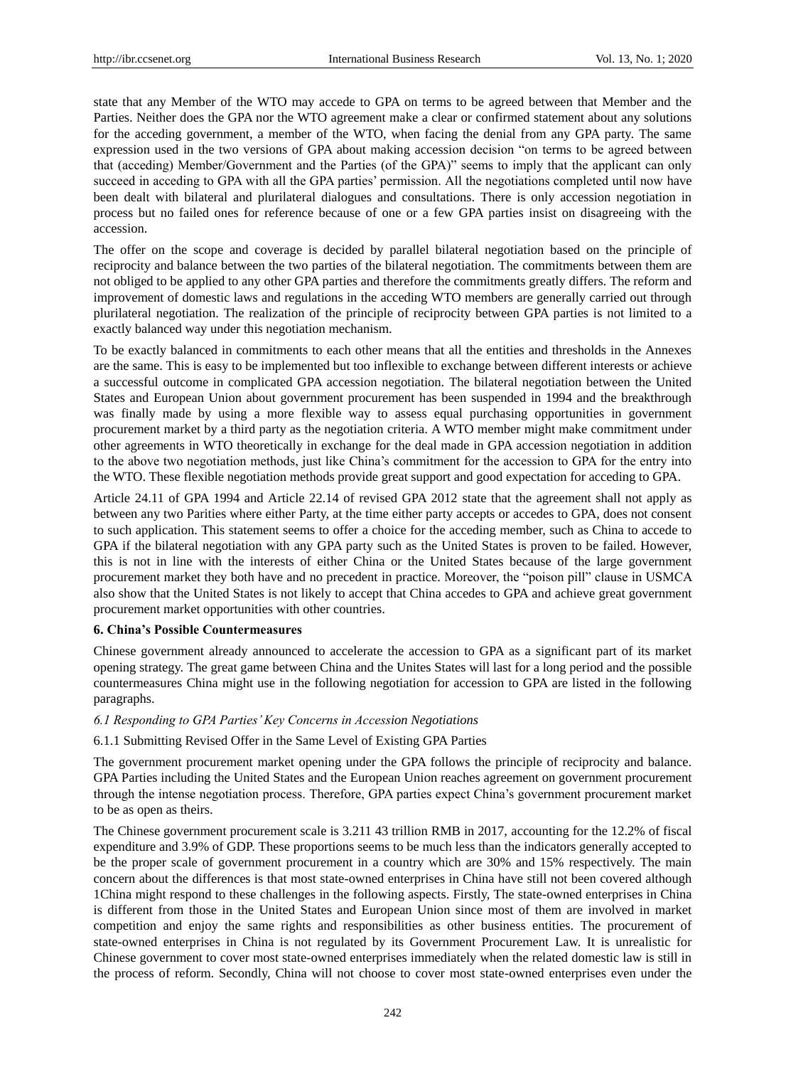state that any Member of the WTO may accede to GPA on terms to be agreed between that Member and the Parties. Neither does the GPA nor the WTO agreement make a clear or confirmed statement about any solutions for the acceding government, a member of the WTO, when facing the denial from any GPA party. The same expression used in the two versions of GPA about making accession decision "on terms to be agreed between that (acceding) Member/Government and the Parties (of the GPA)" seems to imply that the applicant can only succeed in acceding to GPA with all the GPA parties' permission. All the negotiations completed until now have been dealt with bilateral and plurilateral dialogues and consultations. There is only accession negotiation in process but no failed ones for reference because of one or a few GPA parties insist on disagreeing with the accession.

The offer on the scope and coverage is decided by parallel bilateral negotiation based on the principle of reciprocity and balance between the two parties of the bilateral negotiation. The commitments between them are not obliged to be applied to any other GPA parties and therefore the commitments greatly differs. The reform and improvement of domestic laws and regulations in the acceding WTO members are generally carried out through plurilateral negotiation. The realization of the principle of reciprocity between GPA parties is not limited to a exactly balanced way under this negotiation mechanism.

To be exactly balanced in commitments to each other means that all the entities and thresholds in the Annexes are the same. This is easy to be implemented but too inflexible to exchange between different interests or achieve a successful outcome in complicated GPA accession negotiation. The bilateral negotiation between the United States and European Union about government procurement has been suspended in 1994 and the breakthrough was finally made by using a more flexible way to assess equal purchasing opportunities in government procurement market by a third party as the negotiation criteria. A WTO member might make commitment under other agreements in WTO theoretically in exchange for the deal made in GPA accession negotiation in addition to the above two negotiation methods, just like China's commitment for the accession to GPA for the entry into the WTO. These flexible negotiation methods provide great support and good expectation for acceding to GPA.

Article 24.11 of GPA 1994 and Article 22.14 of revised GPA 2012 state that the agreement shall not apply as between any two Parities where either Party, at the time either party accepts or accedes to GPA, does not consent to such application. This statement seems to offer a choice for the acceding member, such as China to accede to GPA if the bilateral negotiation with any GPA party such as the United States is proven to be failed. However, this is not in line with the interests of either China or the United States because of the large government procurement market they both have and no precedent in practice. Moreover, the "poison pill" clause in USMCA also show that the United States is not likely to accept that China accedes to GPA and achieve great government procurement market opportunities with other countries.

## 6. China's Possible Countermeasures

Chinese government already announced to accelerate the accession to GPA as a significant part of its market opening strategy. The great game between China and the Unites States will last for a long period and the possible countermeasures China might use in the following negotiation for accession to GPA are listed in the following paragraphs.

### *6.1 Responding to GPA Parties' Key Concerns in Accession Negotiations*

#### 6.1.1 Submitting Revised Offer in the Same Level of Existing GPA Parties

The government procurement market opening under the GPA follows the principle of reciprocity and balance. GPA Parties including the United States and the European Union reaches agreement on government procurement through the intense negotiation process. Therefore, GPA parties expect China's government procurement market to be as open as theirs.

The Chinese government procurement scale is 3.211 43 trillion RMB in 2017, accounting for the 12.2% of fiscal expenditure and 3.9% of GDP. These proportions seems to be much less than the indicators generally accepted to be the proper scale of government procurement in a country which are 30% and 15% respectively. The main concern about the differences is that most state-owned enterprises in China have still not been covered although 1China might respond to these challenges in the following aspects. Firstly, The state-owned enterprises in China is different from those in the United States and European Union since most of them are involved in market competition and enjoy the same rights and responsibilities as other business entities. The procurement of state-owned enterprises in China is not regulated by its Government Procurement Law. It is unrealistic for Chinese government to cover most state-owned enterprises immediately when the related domestic law is still in the process of reform. Secondly, China will not choose to cover most state-owned enterprises even under the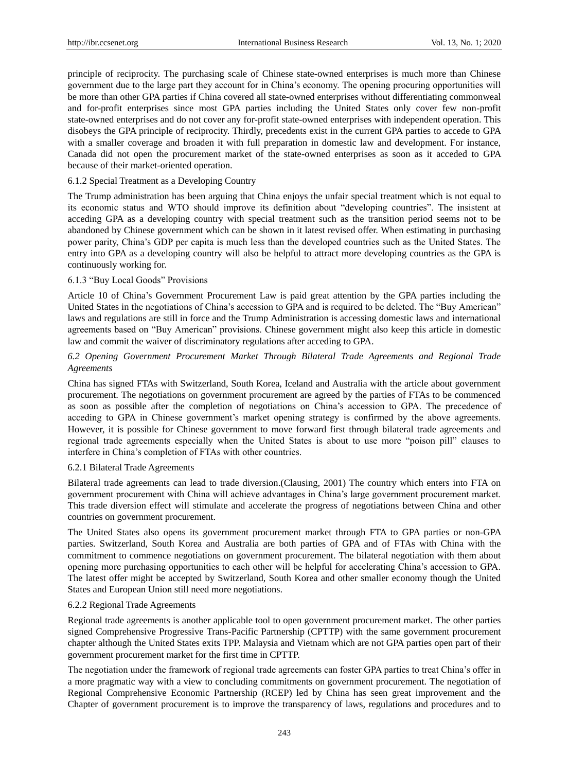principle of reciprocity. The purchasing scale of Chinese state-owned enterprises is much more than Chinese government due to the large part they account for in China's economy. The opening procuring opportunities will be more than other GPA parties if China covered all state-owned enterprises without differentiating commonweal and for-profit enterprises since most GPA parties including the United States only cover few non-profit state-owned enterprises and do not cover any for-profit state-owned enterprises with independent operation. This disobeys the GPA principle of reciprocity. Thirdly, precedents exist in the current GPA parties to accede to GPA with a smaller coverage and broaden it with full preparation in domestic law and development. For instance, Canada did not open the procurement market of the state-owned enterprises as soon as it acceded to GPA because of their market-oriented operation.

#### 6.1.2 Special Treatment as a Developing Country

The Trump administration has been arguing that China enjoys the unfair special treatment which is not equal to its economic status and WTO should improve its definition about "developing countries". The insistent at acceding GPA as a developing country with special treatment such as the transition period seems not to be abandoned by Chinese government which can be shown in it latest revised offer. When estimating in purchasing power parity, China's GDP per capita is much less than the developed countries such as the United States. The entry into GPA as a developing country will also be helpful to attract more developing countries as the GPA is continuously working for.

#### 6.1.3 "Buy Local Goods" Provisions

Article 10 of China's Government Procurement Law is paid great attention by the GPA parties including the United States in the negotiations of China's accession to GPA and is required to be deleted. The "Buy American" laws and regulations are still in force and the Trump Administration is accessing domestic laws and international agreements based on "Buy American" provisions. Chinese government might also keep this article in domestic law and commit the waiver of discriminatory regulations after acceding to GPA.

### *6.2 Opening Government Procurement Market Through Bilateral Trade Agreements and Regional Trade Agreements*

China has signed FTAs with Switzerland, South Korea, Iceland and Australia with the article about government procurement. The negotiations on government procurement are agreed by the parties of FTAs to be commenced as soon as possible after the completion of negotiations on China's accession to GPA. The precedence of acceding to GPA in Chinese government's market opening strategy is confirmed by the above agreements. However, it is possible for Chinese government to move forward first through bilateral trade agreements and regional trade agreements especially when the United States is about to use more "poison pill" clauses to interfere in China's completion of FTAs with other countries.

#### 6.2.1 Bilateral Trade Agreements

Bilateral trade agreements can lead to trade diversion.(Clausing, 2001) The country which enters into FTA on government procurement with China will achieve advantages in China's large government procurement market. This trade diversion effect will stimulate and accelerate the progress of negotiations between China and other countries on government procurement.

The United States also opens its government procurement market through FTA to GPA parties or non-GPA parties. Switzerland, South Korea and Australia are both parties of GPA and of FTAs with China with the commitment to commence negotiations on government procurement. The bilateral negotiation with them about opening more purchasing opportunities to each other will be helpful for accelerating China's accession to GPA. The latest offer might be accepted by Switzerland, South Korea and other smaller economy though the United States and European Union still need more negotiations.

#### 6.2.2 Regional Trade Agreements

Regional trade agreements is another applicable tool to open government procurement market. The other parties signed Comprehensive Progressive Trans-Pacific Partnership (CPTTP) with the same government procurement chapter although the United States exits TPP. Malaysia and Vietnam which are not GPA parties open part of their government procurement market for the first time in CPTTP.

The negotiation under the framework of regional trade agreements can foster GPA parties to treat China's offer in a more pragmatic way with a view to concluding commitments on government procurement. The negotiation of Regional Comprehensive Economic Partnership (RCEP) led by China has seen great improvement and the Chapter of government procurement is to improve the transparency of laws, regulations and procedures and to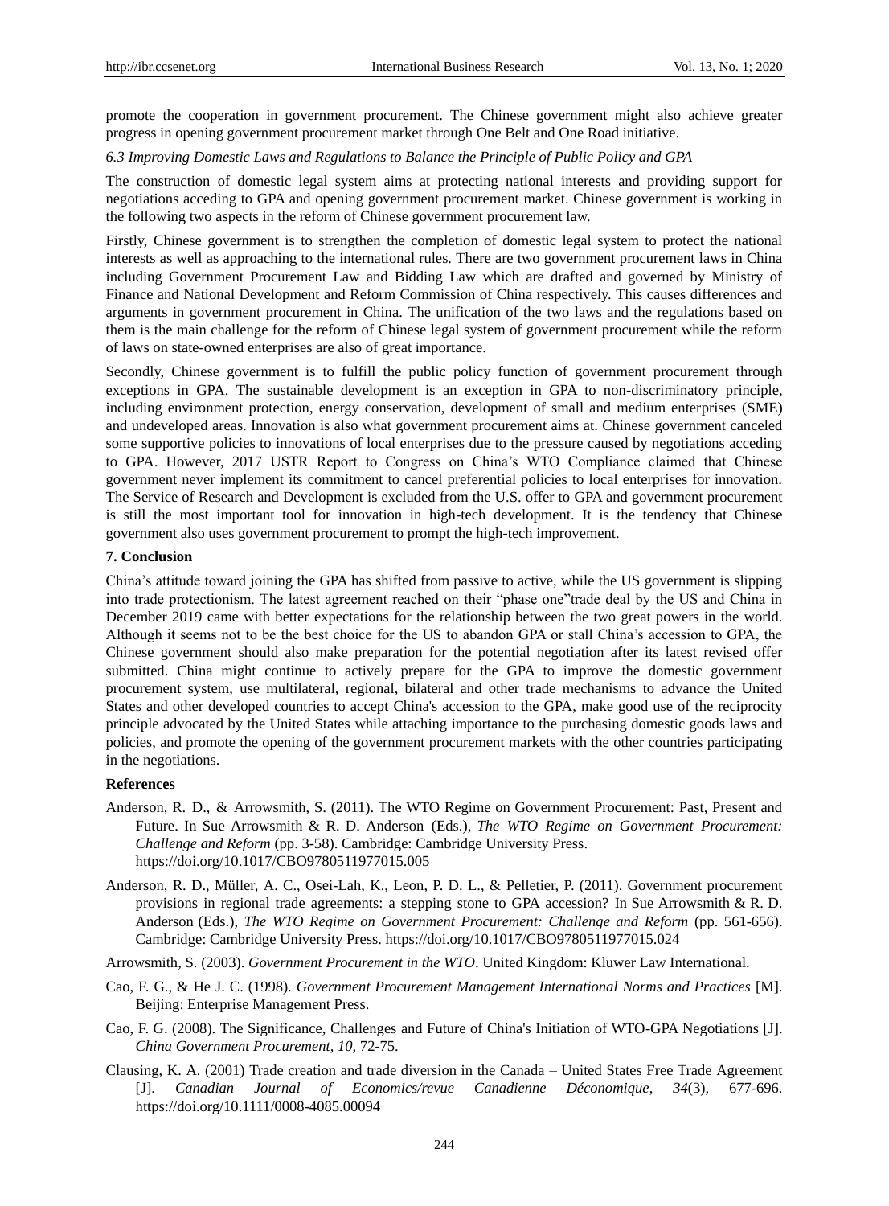promote the cooperation in government procurement. The Chinese government might also achieve greater progress in opening government procurement market through One Belt and One Road initiative.

### *6.3 Improving Domestic Laws and Regulations to Balance the Principle of Public Policy and GPA*

The construction of domestic legal system aims at protecting national interests and providing support for negotiations acceding to GPA and opening government procurement market. Chinese government is working in the following two aspects in the reform of Chinese government procurement law.

Firstly, Chinese government is to strengthen the completion of domestic legal system to protect the national interests as well as approaching to the international rules. There are two government procurement laws in China including Government Procurement Law and Bidding Law which are drafted and governed by Ministry of Finance and National Development and Reform Commission of China respectively. This causes differences and arguments in government procurement in China. The unification of the two laws and the regulations based on them is the main challenge for the reform of Chinese legal system of government procurement while the reform of laws on state-owned enterprises are also of great importance.

Secondly, Chinese government is to fulfill the public policy function of government procurement through exceptions in GPA. The sustainable development is an exception in GPA to non-discriminatory principle, including environment protection, energy conservation, development of small and medium enterprises (SME) and undeveloped areas. Innovation is also what government procurement aims at. Chinese government canceled some supportive policies to innovations of local enterprises due to the pressure caused by negotiations acceding to GPA. However, 2017 USTR Report to Congress on China's WTO Compliance claimed that Chinese government never implement its commitment to cancel preferential policies to local enterprises for innovation. The Service of Research and Development is excluded from the U.S. offer to GPA and government procurement is still the most important tool for innovation in high-tech development. It is the tendency that Chinese government also uses government procurement to prompt the high-tech improvement.

## 7. Conclusion

China's attitude toward joining the GPA has shifted from passive to active, while the US government is slipping into trade protectionism. The latest agreement reached on their "phase one"trade deal by the US and China in December 2019 came with better expectations for the relationship between the two great powers in the world. Although it seems not to be the best choice for the US to abandon GPA or stall China's accession to GPA, the Chinese government should also make preparation for the potential negotiation after its latest revised offer submitted. China might continue to actively prepare for the GPA to improve the domestic government procurement system, use multilateral, regional, bilateral and other trade mechanisms to advance the United States and other developed countries to accept China's accession to the GPA, make good use of the reciprocity principle advocated by the United States while attaching importance to the purchasing domestic goods laws and policies, and promote the opening of the government procurement markets with the other countries participating in the negotiations.

## References

Anderson, R. D., & Arrowsmith, S. (2011). The WTO Regime on Government Procurement: Past, Present and Future. In Sue Arrowsmith & R. D. Anderson (Eds.), *The WTO Regime on Government Procurement: Challenge and Reform* (pp. 3-58). Cambridge: Cambridge University Press. https://doi.org/10.1017/CBO9780511977015.005

Anderson, R. D., Müller, A. C., Osei-Lah, K., Leon, P. D. L., & Pelletier, P. (2011). Government procurement provisions in regional trade agreements: a stepping stone to GPA accession? In Sue Arrowsmith & R. D. Anderson (Eds.), *The WTO Regime on Government Procurement: Challenge and Reform* (pp. 561-656). Cambridge: Cambridge University Press. https://doi.org/10.1017/CBO9780511977015.024

Arrowsmith, S. (2003). *Government Procurement in the WTO*. United Kingdom: Kluwer Law International.

Cao, F. G., & He J. C. (1998). *Government Procurement Management International Norms and Practices* [M]. Beijing: Enterprise Management Press.

Cao, F. G. (2008). The Significance, Challenges and Future of China's Initiation of WTO-GPA Negotiations [J]. *China Government Procurement*, *10*, 72-75.

Clausing, K. A. (2001) Trade creation and trade diversion in the Canada – United States Free Trade Agreement [J]. *Canadian Journal of Economics/revue Canadienne Déconomique*, *34*(3), 677-696. https://doi.org/10.1111/0008-4085.00094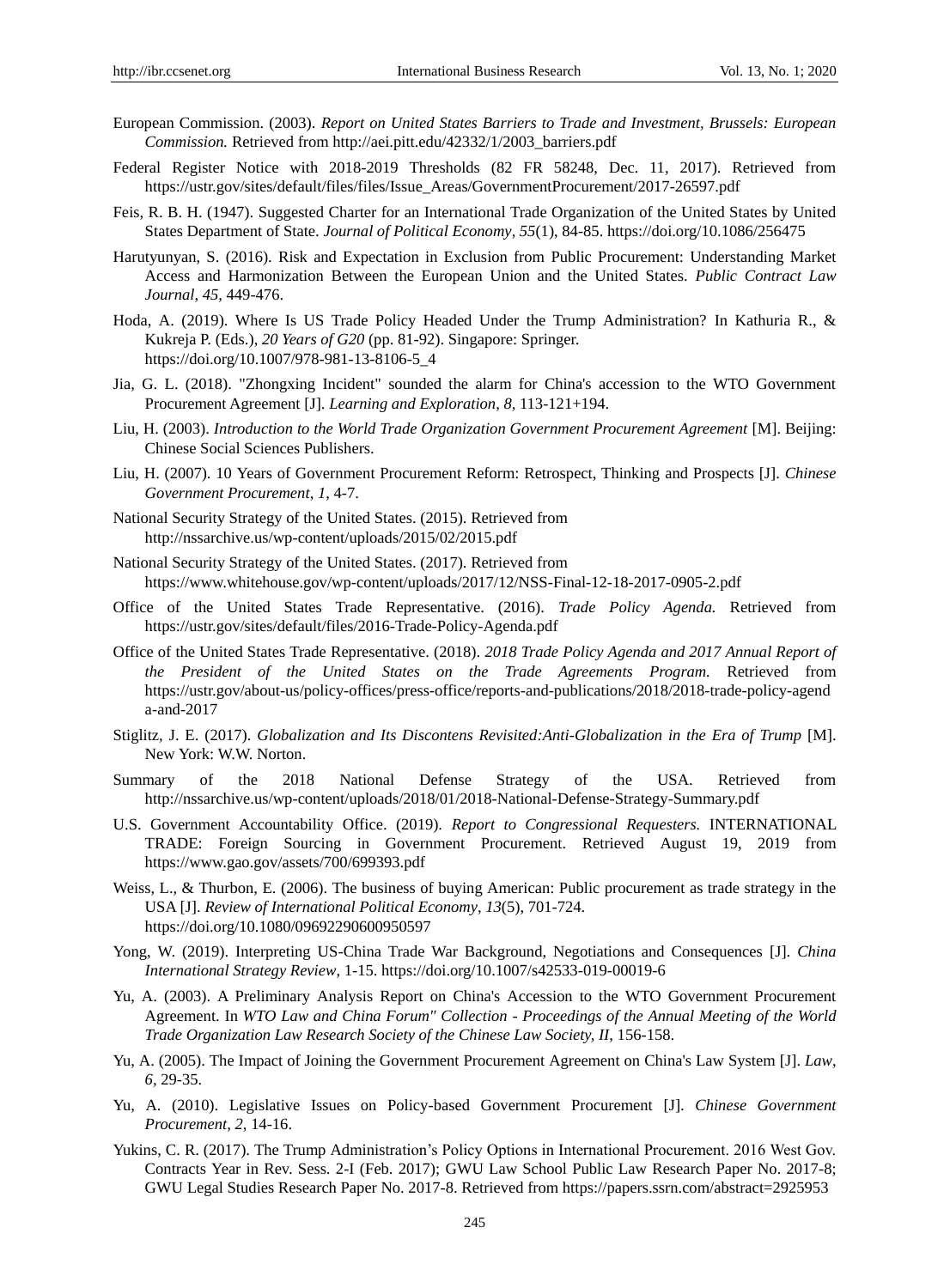European Commission. (2003). *Report on United States Barriers to Trade and Investment, Brussels: European Commission.* Retrieved from http://aei.pitt.edu/42332/1/2003_barriers.pdf

Federal Register Notice with 2018-2019 Thresholds (82 FR 58248, Dec. 11, 2017). Retrieved from https://ustr.gov/sites/default/files/files/Issue_Areas/GovernmentProcurement/2017-26597.pdf

Feis, R. B. H. (1947). Suggested Charter for an International Trade Organization of the United States by United States Department of State. *Journal of Political Economy*, *55*(1), 84-85. https://doi.org/10.1086/256475

Harutyunyan, S. (2016). Risk and Expectation in Exclusion from Public Procurement: Understanding Market Access and Harmonization Between the European Union and the United States. *Public Contract Law Journal*, *45*, 449-476.

Hoda, A. (2019). Where Is US Trade Policy Headed Under the Trump Administration? In Kathuria R., & Kukreja P. (Eds.), *20 Years of G20* (pp. 81-92). Singapore: Springer. https://doi.org/10.1007/978-981-13-8106-5_4

Jia, G. L. (2018). "Zhongxing Incident" sounded the alarm for China's accession to the WTO Government Procurement Agreement [J]. *Learning and Exploration*, *8,* 113-121+194.

Liu, H. (2003). *Introduction to the World Trade Organization Government Procurement Agreement* [M]. Beijing: Chinese Social Sciences Publishers.

Liu, H. (2007). 10 Years of Government Procurement Reform: Retrospect, Thinking and Prospects [J]. *Chinese Government Procurement*, *1*, 4-7.

National Security Strategy of the United States. (2015). Retrieved from http://nssarchive.us/wp-content/uploads/2015/02/2015.pdf

National Security Strategy of the United States. (2017). Retrieved from https://www.whitehouse.gov/wp-content/uploads/2017/12/NSS-Final-12-18-2017-0905-2.pdf

Office of the United States Trade Representative. (2016). *Trade Policy Agenda.* Retrieved from https://ustr.gov/sites/default/files/2016-Trade-Policy-Agenda.pdf

Office of the United States Trade Representative. (2018). *2018 Trade Policy Agenda and 2017 Annual Report of the President of the United States on the Trade Agreements Program.* Retrieved from https://ustr.gov/about-us/policy-offices/press-office/reports-and-publications/2018/2018-trade-policy-agenda-and-2017

Stiglitz, J. E. (2017). *Globalization and Its Discontens Revisited:Anti-Globalization in the Era of Trump* [M]. New York: W.W. Norton.

Summary of the 2018 National Defense Strategy of the USA. Retrieved from http://nssarchive.us/wp-content/uploads/2018/01/2018-National-Defense-Strategy-Summary.pdf

U.S. Government Accountability Office. (2019). *Report to Congressional Requesters.* INTERNATIONAL TRADE: Foreign Sourcing in Government Procurement. Retrieved August 19, 2019 from https://www.gao.gov/assets/700/699393.pdf

Weiss, L., & Thurbon, E. (2006). The business of buying American: Public procurement as trade strategy in the USA [J]. *Review of International Political Economy*, *13*(5), 701-724. https://doi.org/10.1080/09692290600950597

Yong, W. (2019). Interpreting US-China Trade War Background, Negotiations and Consequences [J]. *China International Strategy Review,* 1-15. https://doi.org/10.1007/s42533-019-00019-6

Yu, A. (2003). A Preliminary Analysis Report on China's Accession to the WTO Government Procurement Agreement. In *WTO Law and China Forum" Collection - Proceedings of the Annual Meeting of the World Trade Organization Law Research Society of the Chinese Law Society, II*, 156-158.

Yu, A. (2005). The Impact of Joining the Government Procurement Agreement on China's Law System [J]. *Law*, *6*, 29-35.

Yu, A. (2010). Legislative Issues on Policy-based Government Procurement [J]. *Chinese Government Procurement*, *2*, 14-16.

Yukins, C. R. (2017). The Trump Administration's Policy Options in International Procurement. 2016 West Gov. Contracts Year in Rev. Sess. 2-I (Feb. 2017); GWU Law School Public Law Research Paper No. 2017-8; GWU Legal Studies Research Paper No. 2017-8. Retrieved from https://papers.ssrn.com/abstract=2925953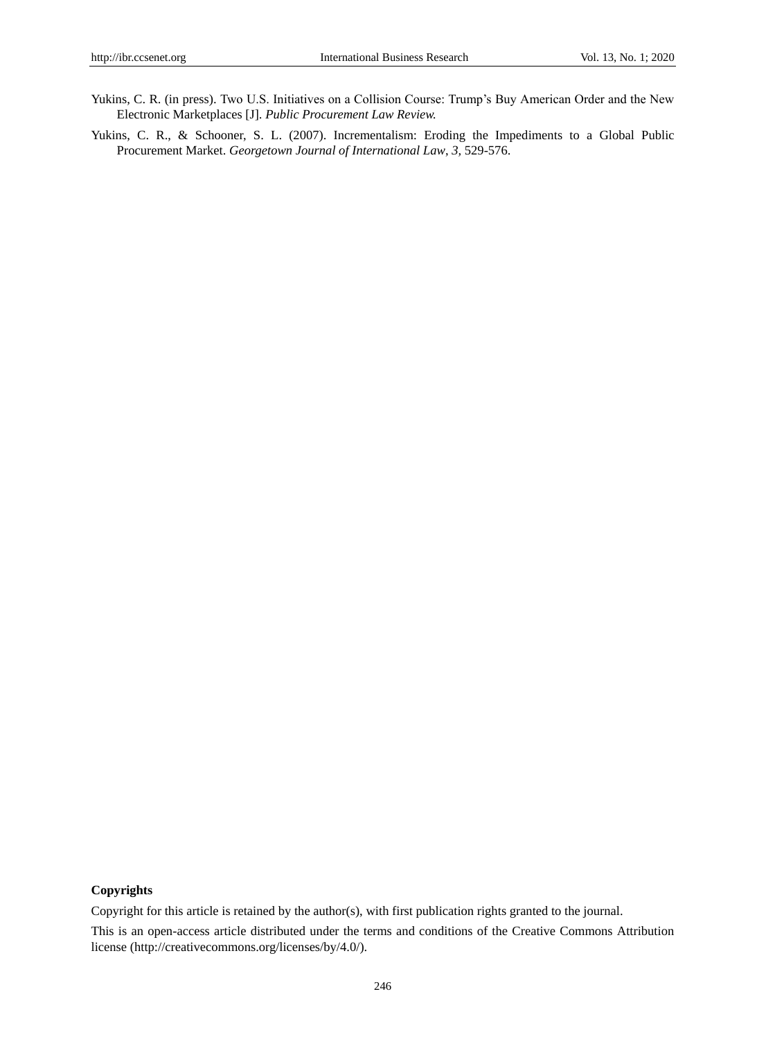Yukins, C. R. (in press). Two U.S. Initiatives on a Collision Course: Trump's Buy American Order and the New Electronic Marketplaces [J]. *Public Procurement Law Review.*

Yukins, C. R., & Schooner, S. L. (2007). Incrementalism: Eroding the Impediments to a Global Public Procurement Market. *Georgetown Journal of International Law*, *3*, 529-576.

**Copyrights**

Copyright for this article is retained by the author(s), with first publication rights granted to the journal.

This is an open-access article distributed under the terms and conditions of the Creative Commons Attribution license (http://creativecommons.org/licenses/by/4.0/).